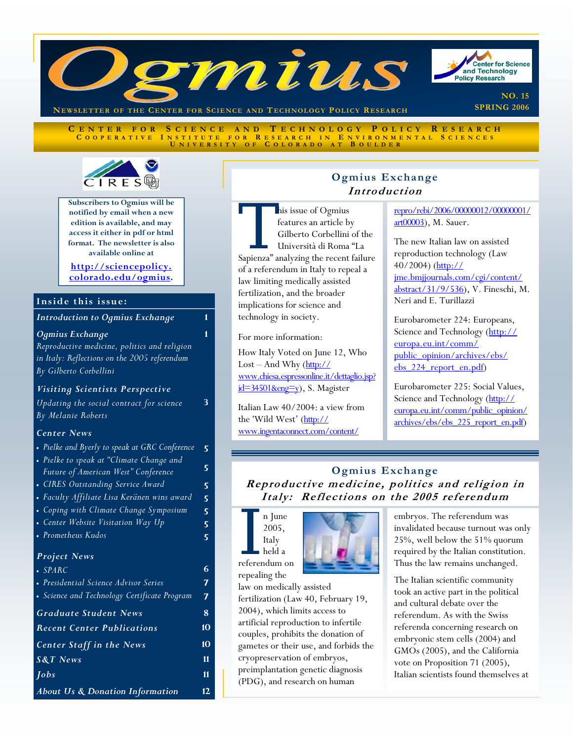# Ogmius

**Newsletter of the Center for Science and Technology Policy Research**

NO. 15
SPRING 2006

**Center for Science and Technology Policy Research**
**Cooperative Institute for Research in Environmental Sciences**
**University of Colorado at Boulder**

**Subscribers to Ogmius will be notified by email when a new edition is available, and may access it either in pdf or html format. The newsletter is also available online at [http://sciencepolicy.colorado.edu/ogmius](http://sciencepolicy.colorado.edu/ogmius).**

## Inside this issue:

- *Introduction to Ogmius Exchange* — 1
- *Ogmius Exchange* — 1
  - *Reproductive medicine, politics and religion in Italy: Reflections on the 2005 referendum By Gilberto Corbellini*
- *Visiting Scientists Perspective*
  - *Updating the social contract for science By Melanie Roberts* — 3
- *Center News*
  - *Pielke and Byerly to speak at GRC Conference* — 5
  - *Pielke to speak at "Climate Change and Future of American West" Conference* — 5
  - *CIRES Outstanding Service Award* — 5
  - *Faculty Affiliate Lisa Keränen wins award* — 5
  - *Coping with Climate Change Symposium* — 5
  - *Center Website Visitation Way Up* — 5
  - *Prometheus Kudos* — 5
- *Project News*
  - *SPARC* — 6
  - *Presidential Science Advisor Series* — 7
  - *Science and Technology Certificate Program* — 7
- *Graduate Student News* — 8
- *Recent Center Publications* — 10
- *Center Staff in the News* — 10
- *S&T News* — 11
- *Jobs* — 11
- *About Us & Donation Information* — 12

## Ogmius Exchange
### *Introduction*

This issue of Ogmius features an article by Gilberto Corbellini of the Università di Roma "La Sapienza" analyzing the recent failure of a referendum in Italy to repeal a law limiting medically assisted fertilization, and the broader implications for science and technology in society.

For more information:

How Italy Voted on June 12, Who Lost – And Why ([http://www.chiesa.espressonline.it/dettaglio.jsp?id=34501&eng=y](http://www.chiesa.espressonline.it/dettaglio.jsp?id=34501&eng=y)), S. Magister

Italian Law 40/2004: a view from the 'Wild West' ([http://www.ingentaconnect.com/content/repro/rebi/2006/00000012/00000001/art00003](http://www.ingentaconnect.com/content/repro/rebi/2006/00000012/00000001/art00003)), M. Sauer.

The new Italian law on assisted reproduction technology (Law 40/2004) ([http://jme.bmjjournals.com/cgi/content/abstract/31/9/536](http://jme.bmjjournals.com/cgi/content/abstract/31/9/536)), V. Fineschi, M. Neri and E. Turillazzi

Eurobarometer 224: Europeans, Science and Technology ([http://europa.eu.int/comm/public_opinion/archives/ebs/ebs_224_report_en.pdf](http://europa.eu.int/comm/public_opinion/archives/ebs/ebs_224_report_en.pdf))

Eurobarometer 225: Social Values, Science and Technology ([http://europa.eu.int/comm/public_opinion/archives/ebs/ebs_225_report_en.pdf](http://europa.eu.int/comm/public_opinion/archives/ebs/ebs_225_report_en.pdf))

## Ogmius Exchange
### *Reproductive medicine, politics and religion in Italy: Reflections on the 2005 referendum*

In June 2005, Italy held a referendum on repealing the law on medically assisted fertilization (Law 40, February 19, 2004), which limits access to artificial reproduction to infertile couples, prohibits the donation of gametes or their use, and forbids the cryopreservation of embryos, preimplantation genetic diagnosis (PDG), and research on human embryos. The referendum was invalidated because turnout was only 25%, well below the 51% quorum required by the Italian constitution. Thus the law remains unchanged.

The Italian scientific community took an active part in the political and cultural debate over the referendum. As with the Swiss referenda concerning research on embryonic stem cells (2004) and GMOs (2005), and the California vote on Proposition 71 (2005), Italian scientists found themselves at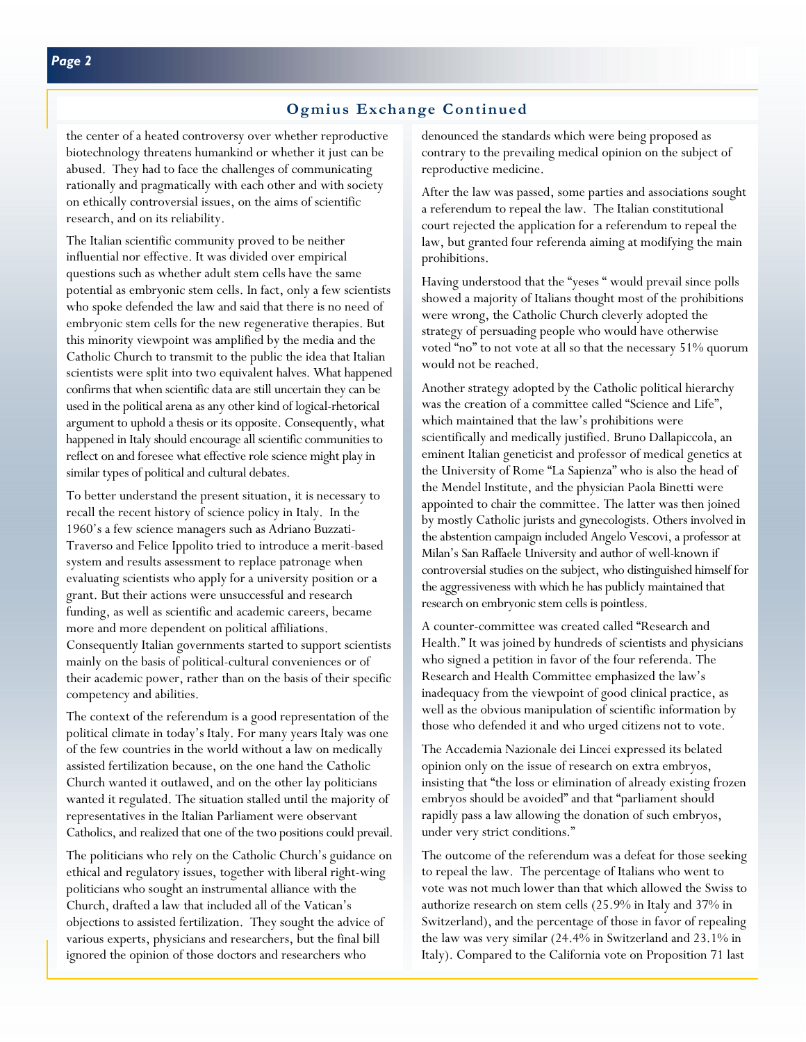## Ogmius Exchange Continued

the center of a heated controversy over whether reproductive biotechnology threatens humankind or whether it just can be abused. They had to face the challenges of communicating rationally and pragmatically with each other and with society on ethically controversial issues, on the aims of scientific research, and on its reliability.

The Italian scientific community proved to be neither influential nor effective. It was divided over empirical questions such as whether adult stem cells have the same potential as embryonic stem cells. In fact, only a few scientists who spoke defended the law and said that there is no need of embryonic stem cells for the new regenerative therapies. But this minority viewpoint was amplified by the media and the Catholic Church to transmit to the public the idea that Italian scientists were split into two equivalent halves. What happened confirms that when scientific data are still uncertain they can be used in the political arena as any other kind of logical-rhetorical argument to uphold a thesis or its opposite. Consequently, what happened in Italy should encourage all scientific communities to reflect on and foresee what effective role science might play in similar types of political and cultural debates.

To better understand the present situation, it is necessary to recall the recent history of science policy in Italy. In the 1960's a few science managers such as Adriano Buzzati-Traverso and Felice Ippolito tried to introduce a merit-based system and results assessment to replace patronage when evaluating scientists who apply for a university position or a grant. But their actions were unsuccessful and research funding, as well as scientific and academic careers, became more and more dependent on political affiliations. Consequently Italian governments started to support scientists mainly on the basis of political-cultural conveniences or of their academic power, rather than on the basis of their specific competency and abilities.

The context of the referendum is a good representation of the political climate in today's Italy. For many years Italy was one of the few countries in the world without a law on medically assisted fertilization because, on the one hand the Catholic Church wanted it outlawed, and on the other lay politicians wanted it regulated. The situation stalled until the majority of representatives in the Italian Parliament were observant Catholics, and realized that one of the two positions could prevail.

The politicians who rely on the Catholic Church's guidance on ethical and regulatory issues, together with liberal right-wing politicians who sought an instrumental alliance with the Church, drafted a law that included all of the Vatican's objections to assisted fertilization. They sought the advice of various experts, physicians and researchers, but the final bill ignored the opinion of those doctors and researchers who denounced the standards which were being proposed as contrary to the prevailing medical opinion on the subject of reproductive medicine.

After the law was passed, some parties and associations sought a referendum to repeal the law. The Italian constitutional court rejected the application for a referendum to repeal the law, but granted four referenda aiming at modifying the main prohibitions.

Having understood that the "yeses " would prevail since polls showed a majority of Italians thought most of the prohibitions were wrong, the Catholic Church cleverly adopted the strategy of persuading people who would have otherwise voted "no" to not vote at all so that the necessary 51% quorum would not be reached.

Another strategy adopted by the Catholic political hierarchy was the creation of a committee called "Science and Life", which maintained that the law's prohibitions were scientifically and medically justified. Bruno Dallapiccola, an eminent Italian geneticist and professor of medical genetics at the University of Rome "La Sapienza" who is also the head of the Mendel Institute, and the physician Paola Binetti were appointed to chair the committee. The latter was then joined by mostly Catholic jurists and gynecologists. Others involved in the abstention campaign included Angelo Vescovi, a professor at Milan's San Raffaele University and author of well-known if controversial studies on the subject, who distinguished himself for the aggressiveness with which he has publicly maintained that research on embryonic stem cells is pointless.

A counter-committee was created called "Research and Health." It was joined by hundreds of scientists and physicians who signed a petition in favor of the four referenda. The Research and Health Committee emphasized the law's inadequacy from the viewpoint of good clinical practice, as well as the obvious manipulation of scientific information by those who defended it and who urged citizens not to vote.

The Accademia Nazionale dei Lincei expressed its belated opinion only on the issue of research on extra embryos, insisting that "the loss or elimination of already existing frozen embryos should be avoided" and that "parliament should rapidly pass a law allowing the donation of such embryos, under very strict conditions."

The outcome of the referendum was a defeat for those seeking to repeal the law. The percentage of Italians who went to vote was not much lower than that which allowed the Swiss to authorize research on stem cells (25.9% in Italy and 37% in Switzerland), and the percentage of those in favor of repealing the law was very similar (24.4% in Switzerland and 23.1% in Italy). Compared to the California vote on Proposition 71 last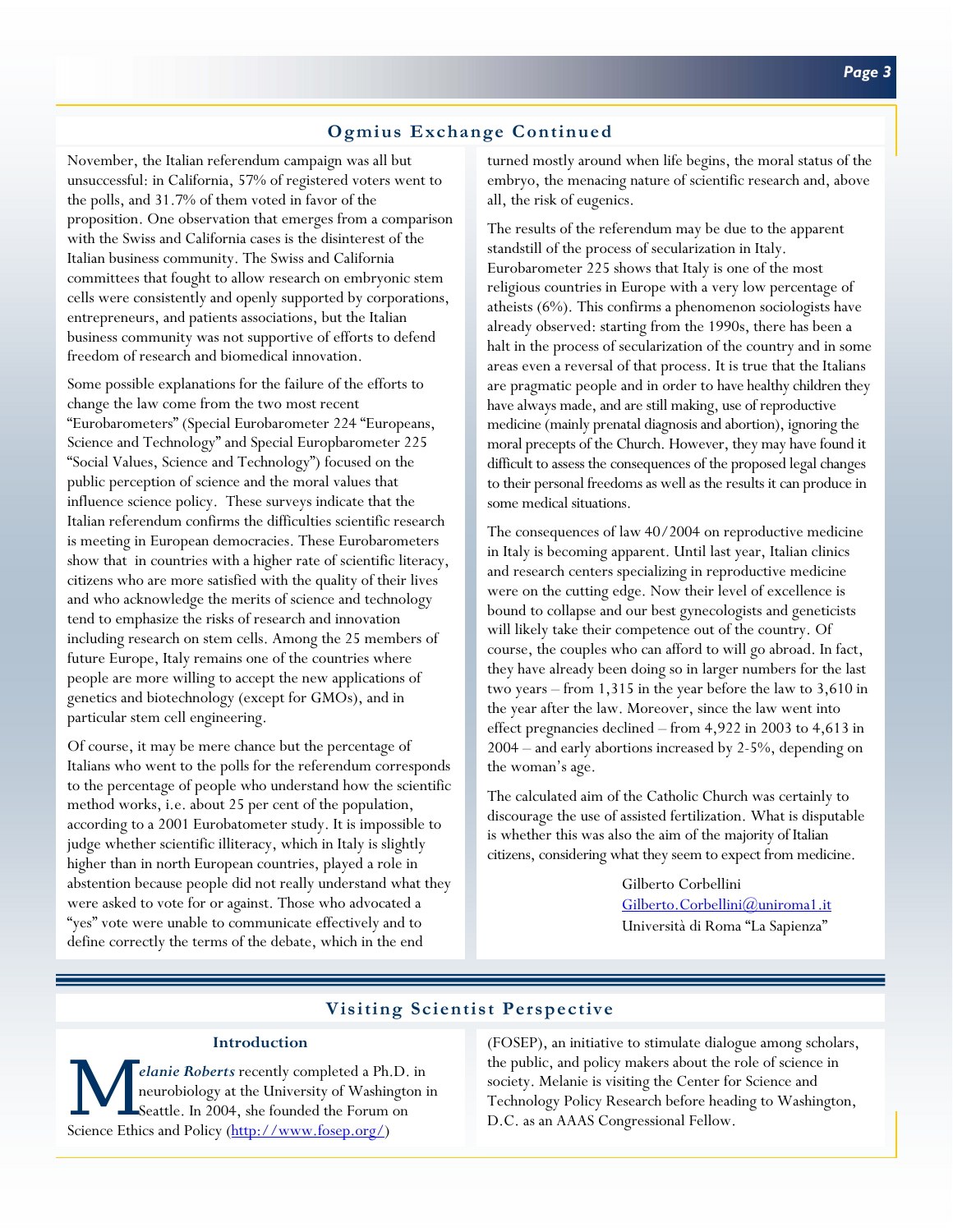## Ogmius Exchange Continued

November, the Italian referendum campaign was all but unsuccessful: in California, 57% of registered voters went to the polls, and 31.7% of them voted in favor of the proposition. One observation that emerges from a comparison with the Swiss and California cases is the disinterest of the Italian business community. The Swiss and California committees that fought to allow research on embryonic stem cells were consistently and openly supported by corporations, entrepreneurs, and patients associations, but the Italian business community was not supportive of efforts to defend freedom of research and biomedical innovation.

Some possible explanations for the failure of the efforts to change the law come from the two most recent "Eurobarometers" (Special Eurobarometer 224 "Europeans, Science and Technology" and Special Europbarometer 225 "Social Values, Science and Technology") focused on the public perception of science and the moral values that influence science policy. These surveys indicate that the Italian referendum confirms the difficulties scientific research is meeting in European democracies. These Eurobarometers show that in countries with a higher rate of scientific literacy, citizens who are more satisfied with the quality of their lives and who acknowledge the merits of science and technology tend to emphasize the risks of research and innovation including research on stem cells. Among the 25 members of future Europe, Italy remains one of the countries where people are more willing to accept the new applications of genetics and biotechnology (except for GMOs), and in particular stem cell engineering.

Of course, it may be mere chance but the percentage of Italians who went to the polls for the referendum corresponds to the percentage of people who understand how the scientific method works, i.e. about 25 per cent of the population, according to a 2001 Eurobatometer study. It is impossible to judge whether scientific illiteracy, which in Italy is slightly higher than in north European countries, played a role in abstention because people did not really understand what they were asked to vote for or against. Those who advocated a "yes" vote were unable to communicate effectively and to define correctly the terms of the debate, which in the end turned mostly around when life begins, the moral status of the embryo, the menacing nature of scientific research and, above all, the risk of eugenics.

The results of the referendum may be due to the apparent standstill of the process of secularization in Italy. Eurobarometer 225 shows that Italy is one of the most religious countries in Europe with a very low percentage of atheists (6%). This confirms a phenomenon sociologists have already observed: starting from the 1990s, there has been a halt in the process of secularization of the country and in some areas even a reversal of that process. It is true that the Italians are pragmatic people and in order to have healthy children they have always made, and are still making, use of reproductive medicine (mainly prenatal diagnosis and abortion), ignoring the moral precepts of the Church. However, they may have found it difficult to assess the consequences of the proposed legal changes to their personal freedoms as well as the results it can produce in some medical situations.

The consequences of law 40/2004 on reproductive medicine in Italy is becoming apparent. Until last year, Italian clinics and research centers specializing in reproductive medicine were on the cutting edge. Now their level of excellence is bound to collapse and our best gynecologists and geneticists will likely take their competence out of the country. Of course, the couples who can afford to will go abroad. In fact, they have already been doing so in larger numbers for the last two years – from 1,315 in the year before the law to 3,610 in the year after the law. Moreover, since the law went into effect pregnancies declined – from 4,922 in 2003 to 4,613 in 2004 – and early abortions increased by 2-5%, depending on the woman's age.

The calculated aim of the Catholic Church was certainly to discourage the use of assisted fertilization. What is disputable is whether this was also the aim of the majority of Italian citizens, considering what they seem to expect from medicine.

Gilberto Corbellini
Gilberto.Corbellini@uniroma1.it
Università di Roma "La Sapienza"

## Visiting Scientist Perspective

### Introduction

***Melanie Roberts*** recently completed a Ph.D. in neurobiology at the University of Washington in Seattle. In 2004, she founded the Forum on Science Ethics and Policy (http://www.fosep.org/) (FOSEP), an initiative to stimulate dialogue among scholars, the public, and policy makers about the role of science in society. Melanie is visiting the Center for Science and Technology Policy Research before heading to Washington, D.C. as an AAAS Congressional Fellow.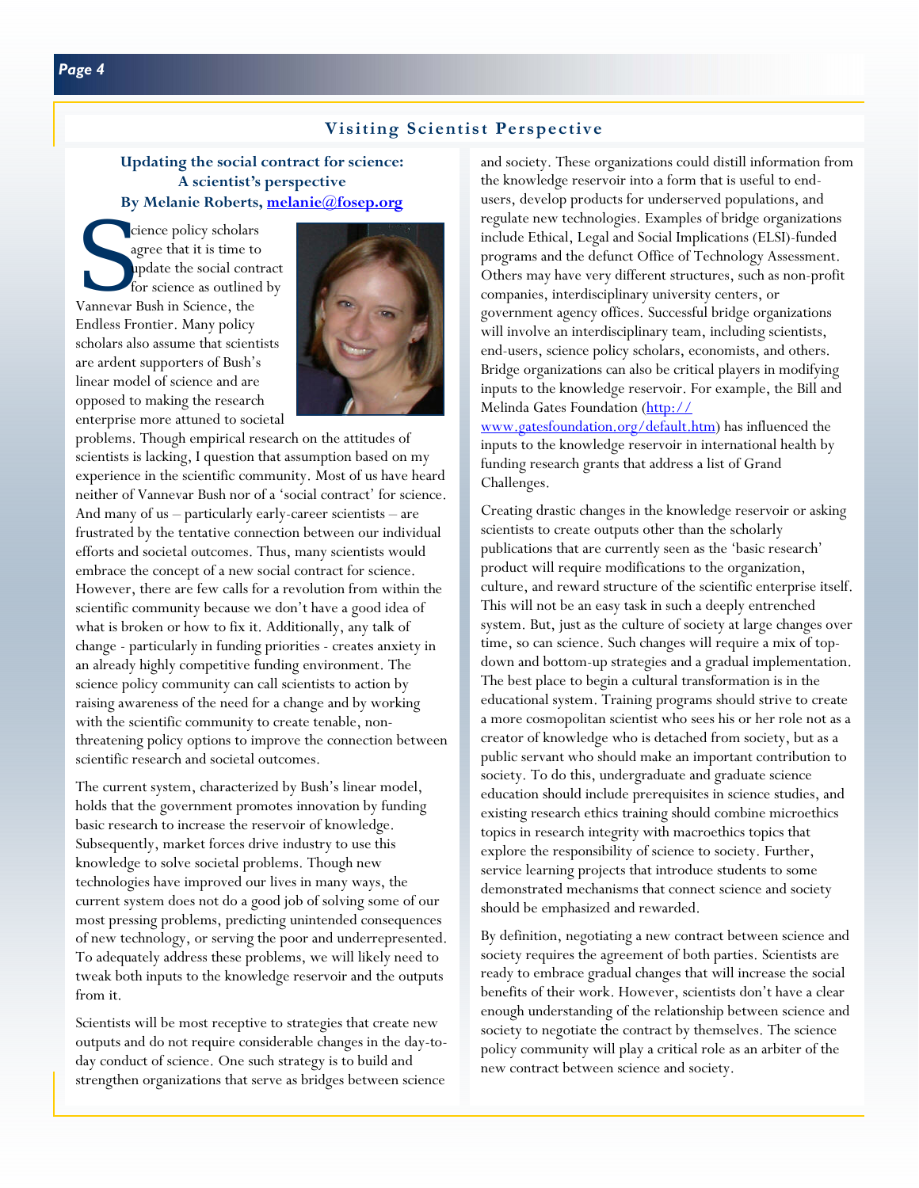## Visiting Scientist Perspective

### Updating the social contract for science: A scientist's perspective

**By Melanie Roberts, melanie@fosep.org**

Science policy scholars agree that it is time to update the social contract for science as outlined by Vannevar Bush in Science, the Endless Frontier. Many policy scholars also assume that scientists are ardent supporters of Bush's linear model of science and are opposed to making the research enterprise more attuned to societal problems. Though empirical research on the attitudes of scientists is lacking, I question that assumption based on my experience in the scientific community. Most of us have heard neither of Vannevar Bush nor of a 'social contract' for science. And many of us – particularly early-career scientists – are frustrated by the tentative connection between our individual efforts and societal outcomes. Thus, many scientists would embrace the concept of a new social contract for science. However, there are few calls for a revolution from within the scientific community because we don't have a good idea of what is broken or how to fix it. Additionally, any talk of change - particularly in funding priorities - creates anxiety in an already highly competitive funding environment. The science policy community can call scientists to action by raising awareness of the need for a change and by working with the scientific community to create tenable, non-threatening policy options to improve the connection between scientific research and societal outcomes.

The current system, characterized by Bush's linear model, holds that the government promotes innovation by funding basic research to increase the reservoir of knowledge. Subsequently, market forces drive industry to use this knowledge to solve societal problems. Though new technologies have improved our lives in many ways, the current system does not do a good job of solving some of our most pressing problems, predicting unintended consequences of new technology, or serving the poor and underrepresented. To adequately address these problems, we will likely need to tweak both inputs to the knowledge reservoir and the outputs from it.

Scientists will be most receptive to strategies that create new outputs and do not require considerable changes in the day-to-day conduct of science. One such strategy is to build and strengthen organizations that serve as bridges between science and society. These organizations could distill information from the knowledge reservoir into a form that is useful to end-users, develop products for underserved populations, and regulate new technologies. Examples of bridge organizations include Ethical, Legal and Social Implications (ELSI)-funded programs and the defunct Office of Technology Assessment. Others may have very different structures, such as non-profit companies, interdisciplinary university centers, or government agency offices. Successful bridge organizations will involve an interdisciplinary team, including scientists, end-users, science policy scholars, economists, and others. Bridge organizations can also be critical players in modifying inputs to the knowledge reservoir. For example, the Bill and Melinda Gates Foundation (http://www.gatesfoundation.org/default.htm) has influenced the inputs to the knowledge reservoir in international health by funding research grants that address a list of Grand Challenges.

Creating drastic changes in the knowledge reservoir or asking scientists to create outputs other than the scholarly publications that are currently seen as the 'basic research' product will require modifications to the organization, culture, and reward structure of the scientific enterprise itself. This will not be an easy task in such a deeply entrenched system. But, just as the culture of society at large changes over time, so can science. Such changes will require a mix of top-down and bottom-up strategies and a gradual implementation. The best place to begin a cultural transformation is in the educational system. Training programs should strive to create a more cosmopolitan scientist who sees his or her role not as a creator of knowledge who is detached from society, but as a public servant who should make an important contribution to society. To do this, undergraduate and graduate science education should include prerequisites in science studies, and existing research ethics training should combine microethics topics in research integrity with macroethics topics that explore the responsibility of science to society. Further, service learning projects that introduce students to some demonstrated mechanisms that connect science and society should be emphasized and rewarded.

By definition, negotiating a new contract between science and society requires the agreement of both parties. Scientists are ready to embrace gradual changes that will increase the social benefits of their work. However, scientists don't have a clear enough understanding of the relationship between science and society to negotiate the contract by themselves. The science policy community will play a critical role as an arbiter of the new contract between science and society.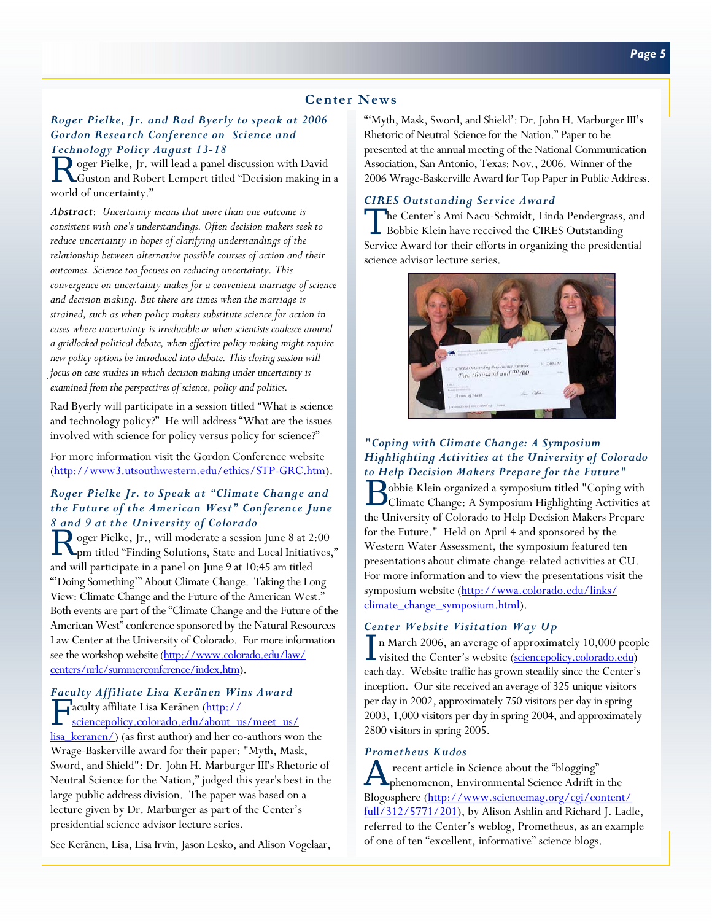## Center News

### *Roger Pielke, Jr. and Rad Byerly to speak at 2006 Gordon Research Conference on Science and Technology Policy August 13-18*

Roger Pielke, Jr. will lead a panel discussion with David Guston and Robert Lempert titled "Decision making in a world of uncertainty."

***Abstract***: *Uncertainty means that more than one outcome is consistent with one's understandings. Often decision makers seek to reduce uncertainty in hopes of clarifying understandings of the relationship between alternative possible courses of action and their outcomes. Science too focuses on reducing uncertainty. This convergence on uncertainty makes for a convenient marriage of science and decision making. But there are times when the marriage is strained, such as when policy makers substitute science for action in cases where uncertainty is irreducible or when scientists coalesce around a gridlocked political debate, when effective policy making might require new policy options be introduced into debate. This closing session will focus on case studies in which decision making under uncertainty is examined from the perspectives of science, policy and politics.*

Rad Byerly will participate in a session titled "What is science and technology policy?" He will address "What are the issues involved with science for policy versus policy for science?"

For more information visit the Gordon Conference website (http://www3.utsouthwestern.edu/ethics/STP-GRC.htm).

### *Roger Pielke Jr. to Speak at "Climate Change and the Future of the American West" Conference June 8 and 9 at the University of Colorado*

Roger Pielke, Jr., will moderate a session June 8 at 2:00 pm titled "Finding Solutions, State and Local Initiatives," and will participate in a panel on June 9 at 10:45 am titled "'Doing Something'" About Climate Change. Taking the Long View: Climate Change and the Future of the American West." Both events are part of the "Climate Change and the Future of the American West" conference sponsored by the Natural Resources Law Center at the University of Colorado. For more information see the workshop website (http://www.colorado.edu/law/centers/nrlc/summerconference/index.htm).

### *Faculty Affiliate Lisa Keränen Wins Award*

Faculty affiliate Lisa Keränen (http://sciencepolicy.colorado.edu/about_us/meet_us/lisa_keranen/) (as first author) and her co-authors won the Wrage-Baskerville award for their paper: "Myth, Mask, Sword, and Shield": Dr. John H. Marburger III's Rhetoric of Neutral Science for the Nation," judged this year's best in the large public address division. The paper was based on a lecture given by Dr. Marburger as part of the Center's presidential science advisor lecture series.

See Keränen, Lisa, Lisa Irvin, Jason Lesko, and Alison Vogelaar, "'Myth, Mask, Sword, and Shield': Dr. John H. Marburger III's Rhetoric of Neutral Science for the Nation." Paper to be presented at the annual meeting of the National Communication Association, San Antonio, Texas: Nov., 2006. Winner of the 2006 Wrage-Baskerville Award for Top Paper in Public Address.

### *CIRES Outstanding Service Award*

The Center's Ami Nacu-Schmidt, Linda Pendergrass, and Bobbie Klein have received the CIRES Outstanding Service Award for their efforts in organizing the presidential science advisor lecture series.

### *"Coping with Climate Change: A Symposium Highlighting Activities at the University of Colorado to Help Decision Makers Prepare for the Future"*

Bobbie Klein organized a symposium titled "Coping with Climate Change: A Symposium Highlighting Activities at the University of Colorado to Help Decision Makers Prepare for the Future." Held on April 4 and sponsored by the Western Water Assessment, the symposium featured ten presentations about climate change-related activities at CU. For more information and to view the presentations visit the symposium website (http://wwa.colorado.edu/links/climate_change_symposium.html).

### *Center Website Visitation Way Up*

In March 2006, an average of approximately 10,000 people visited the Center's website (sciencepolicy.colorado.edu) each day. Website traffic has grown steadily since the Center's inception. Our site received an average of 325 unique visitors per day in 2002, approximately 750 visitors per day in spring 2003, 1,000 visitors per day in spring 2004, and approximately 2800 visitors in spring 2005.

### *Prometheus Kudos*

A recent article in Science about the "blogging" phenomenon, Environmental Science Adrift in the Blogosphere (http://www.sciencemag.org/cgi/content/full/312/5771/201), by Alison Ashlin and Richard J. Ladle, referred to the Center's weblog, Prometheus, as an example of one of ten "excellent, informative" science blogs.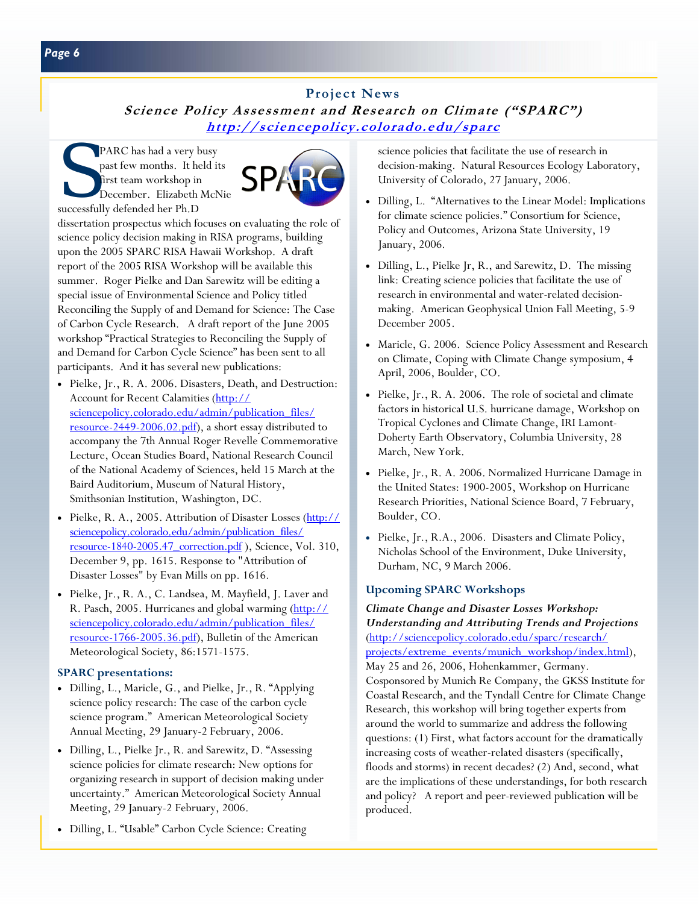## Project News

### *Science Policy Assessment and Research on Climate ("SPARC")*

[http://sciencepolicy.colorado.edu/sparc](http://sciencepolicy.colorado.edu/sparc)

SPARC has had a very busy past few months. It held its first team workshop in December. Elizabeth McNie successfully defended her Ph.D dissertation prospectus which focuses on evaluating the role of science policy decision making in RISA programs, building upon the 2005 SPARC RISA Hawaii Workshop. A draft report of the 2005 RISA Workshop will be available this summer. Roger Pielke and Dan Sarewitz will be editing a special issue of Environmental Science and Policy titled Reconciling the Supply of and Demand for Science: The Case of Carbon Cycle Research. A draft report of the June 2005 workshop "Practical Strategies to Reconciling the Supply of and Demand for Carbon Cycle Science" has been sent to all participants. And it has several new publications:

- Pielke, Jr., R. A. 2006. Disasters, Death, and Destruction: Account for Recent Calamities (http://sciencepolicy.colorado.edu/admin/publication_files/resource-2449-2006.02.pdf), a short essay distributed to accompany the 7th Annual Roger Revelle Commemorative Lecture, Ocean Studies Board, National Research Council of the National Academy of Sciences, held 15 March at the Baird Auditorium, Museum of Natural History, Smithsonian Institution, Washington, DC.
- Pielke, R. A., 2005. Attribution of Disaster Losses (http://sciencepolicy.colorado.edu/admin/publication_files/resource-1840-2005.47_correction.pdf ), Science, Vol. 310, December 9, pp. 1615. Response to "Attribution of Disaster Losses" by Evan Mills on pp. 1616.
- Pielke, Jr., R. A., C. Landsea, M. Mayfield, J. Laver and R. Pasch, 2005. Hurricanes and global warming (http://sciencepolicy.colorado.edu/admin/publication_files/resource-1766-2005.36.pdf), Bulletin of the American Meteorological Society, 86:1571-1575.

### SPARC presentations:

- Dilling, L., Maricle, G., and Pielke, Jr., R. "Applying science policy research: The case of the carbon cycle science program." American Meteorological Society Annual Meeting, 29 January-2 February, 2006.
- Dilling, L., Pielke Jr., R. and Sarewitz, D. "Assessing science policies for climate research: New options for organizing research in support of decision making under uncertainty." American Meteorological Society Annual Meeting, 29 January-2 February, 2006.
- Dilling, L. "Usable" Carbon Cycle Science: Creating science policies that facilitate the use of research in decision-making. Natural Resources Ecology Laboratory, University of Colorado, 27 January, 2006.
- Dilling, L. "Alternatives to the Linear Model: Implications for climate science policies." Consortium for Science, Policy and Outcomes, Arizona State University, 19 January, 2006.
- Dilling, L., Pielke Jr, R., and Sarewitz, D. The missing link: Creating science policies that facilitate the use of research in environmental and water-related decision-making. American Geophysical Union Fall Meeting, 5-9 December 2005.
- Maricle, G. 2006. Science Policy Assessment and Research on Climate, Coping with Climate Change symposium, 4 April, 2006, Boulder, CO.
- Pielke, Jr., R. A. 2006. The role of societal and climate factors in historical U.S. hurricane damage, Workshop on Tropical Cyclones and Climate Change, IRI Lamont-Doherty Earth Observatory, Columbia University, 28 March, New York.
- Pielke, Jr., R. A. 2006. Normalized Hurricane Damage in the United States: 1900-2005, Workshop on Hurricane Research Priorities, National Science Board, 7 February, Boulder, CO.
- Pielke, Jr., R.A., 2006. Disasters and Climate Policy, Nicholas School of the Environment, Duke University, Durham, NC, 9 March 2006.

### Upcoming SPARC Workshops

***Climate Change and Disaster Losses Workshop: Understanding and Attributing Trends and Projections*** (http://sciencepolicy.colorado.edu/sparc/research/projects/extreme_events/munich_workshop/index.html), May 25 and 26, 2006, Hohenkammer, Germany. Cosponsored by Munich Re Company, the GKSS Institute for Coastal Research, and the Tyndall Centre for Climate Change Research, this workshop will bring together experts from around the world to summarize and address the following questions: (1) First, what factors account for the dramatically increasing costs of weather-related disasters (specifically, floods and storms) in recent decades? (2) And, second, what are the implications of these understandings, for both research and policy? A report and peer-reviewed publication will be produced.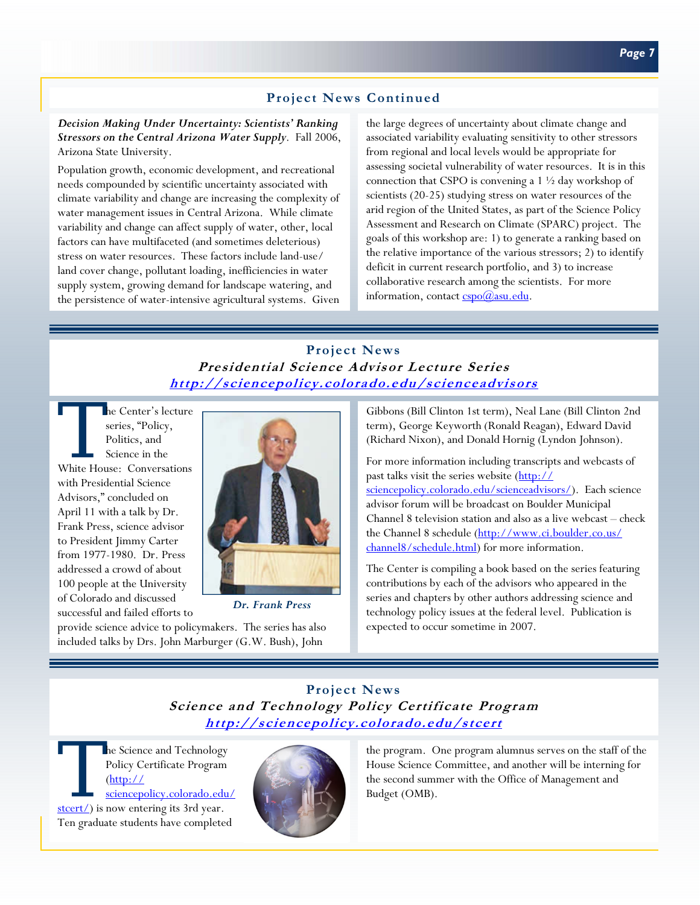## Project News Continued

***Decision Making Under Uncertainty: Scientists' Ranking Stressors on the Central Arizona Water Supply***. Fall 2006, Arizona State University.

Population growth, economic development, and recreational needs compounded by scientific uncertainty associated with climate variability and change are increasing the complexity of water management issues in Central Arizona. While climate variability and change can affect supply of water, other, local factors can have multifaceted (and sometimes deleterious) stress on water resources. These factors include land-use/land cover change, pollutant loading, inefficiencies in water supply system, growing demand for landscape watering, and the persistence of water-intensive agricultural systems. Given the large degrees of uncertainty about climate change and associated variability evaluating sensitivity to other stressors from regional and local levels would be appropriate for assessing societal vulnerability of water resources. It is in this connection that CSPO is convening a 1 ½ day workshop of scientists (20-25) studying stress on water resources of the arid region of the United States, as part of the Science Policy Assessment and Research on Climate (SPARC) project. The goals of this workshop are: 1) to generate a ranking based on the relative importance of the various stressors; 2) to identify deficit in current research portfolio, and 3) to increase collaborative research among the scientists. For more information, contact cspo@asu.edu.

## Project News

### *Presidential Science Advisor Lecture Series*

**http://sciencepolicy.colorado.edu/scienceadvisors**

The Center's lecture series, "Policy, Politics, and Science in the White House: Conversations with Presidential Science Advisors," concluded on April 11 with a talk by Dr. Frank Press, science advisor to President Jimmy Carter from 1977-1980. Dr. Press addressed a crowd of about 100 people at the University of Colorado and discussed successful and failed efforts to provide science advice to policymakers. The series has also included talks by Drs. John Marburger (G.W. Bush), John Gibbons (Bill Clinton 1st term), Neal Lane (Bill Clinton 2nd term), George Keyworth (Ronald Reagan), Edward David (Richard Nixon), and Donald Hornig (Lyndon Johnson).

*Dr. Frank Press*

For more information including transcripts and webcasts of past talks visit the series website (http://sciencepolicy.colorado.edu/scienceadvisors/). Each science advisor forum will be broadcast on Boulder Municipal Channel 8 television station and also as a live webcast – check the Channel 8 schedule (http://www.ci.boulder.co.us/channel8/schedule.html) for more information.

The Center is compiling a book based on the series featuring contributions by each of the advisors who appeared in the series and chapters by other authors addressing science and technology policy issues at the federal level. Publication is expected to occur sometime in 2007.

## Project News

### *Science and Technology Policy Certificate Program*

**http://sciencepolicy.colorado.edu/stcert**

The Science and Technology Policy Certificate Program (http://sciencepolicy.colorado.edu/stcert/) is now entering its 3rd year. Ten graduate students have completed the program. One program alumnus serves on the staff of the House Science Committee, and another will be interning for the second summer with the Office of Management and Budget (OMB).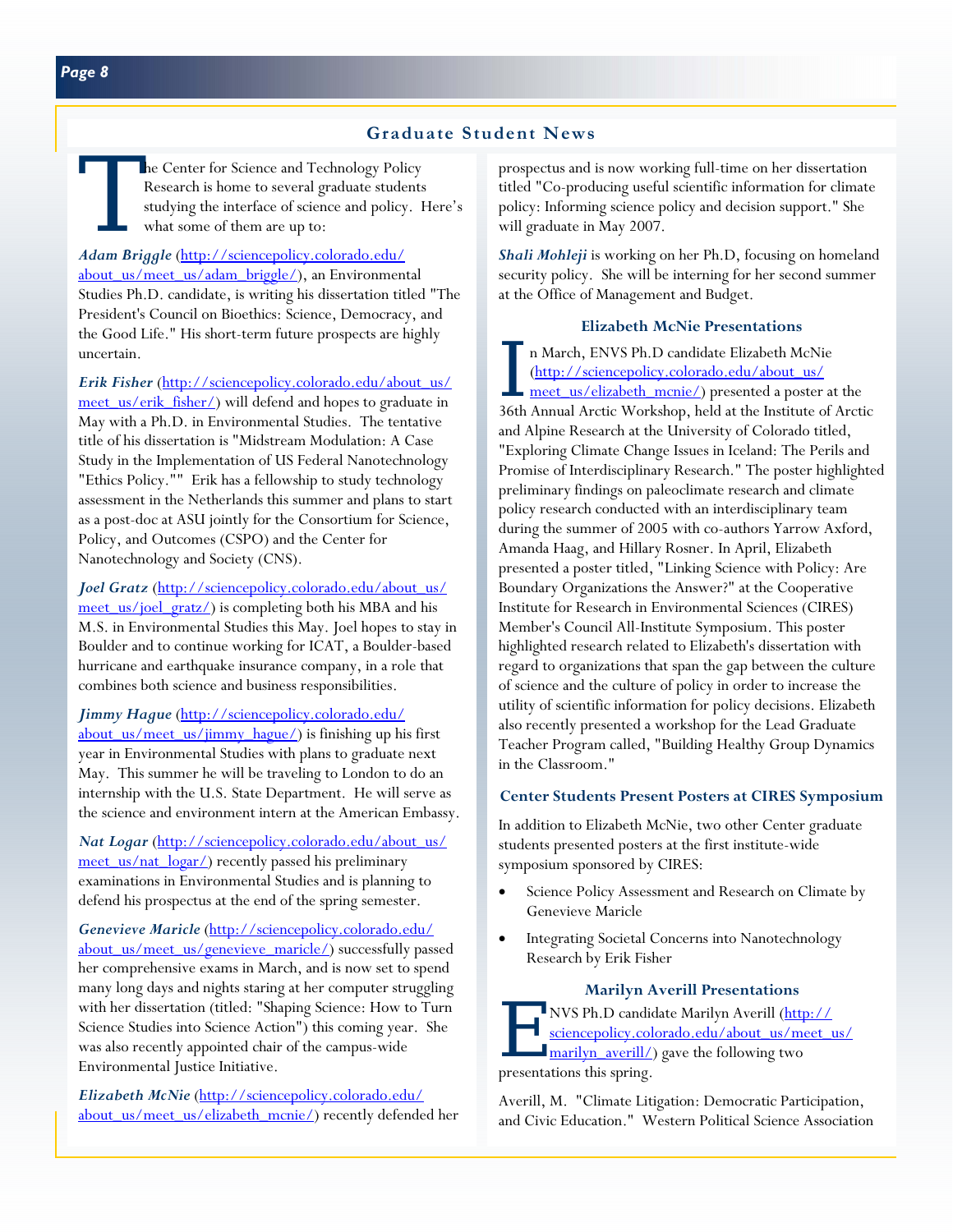## Graduate Student News

The Center for Science and Technology Policy Research is home to several graduate students studying the interface of science and policy. Here's what some of them are up to:

***Adam Briggle*** (http://sciencepolicy.colorado.edu/about_us/meet_us/adam_briggle/), an Environmental Studies Ph.D. candidate, is writing his dissertation titled "The President's Council on Bioethics: Science, Democracy, and the Good Life." His short-term future prospects are highly uncertain.

***Erik Fisher*** (http://sciencepolicy.colorado.edu/about_us/meet_us/erik_fisher/) will defend and hopes to graduate in May with a Ph.D. in Environmental Studies. The tentative title of his dissertation is "Midstream Modulation: A Case Study in the Implementation of US Federal Nanotechnology "Ethics Policy."" Erik has a fellowship to study technology assessment in the Netherlands this summer and plans to start as a post-doc at ASU jointly for the Consortium for Science, Policy, and Outcomes (CSPO) and the Center for Nanotechnology and Society (CNS).

***Joel Gratz*** (http://sciencepolicy.colorado.edu/about_us/meet_us/joel_gratz/) is completing both his MBA and his M.S. in Environmental Studies this May. Joel hopes to stay in Boulder and to continue working for ICAT, a Boulder-based hurricane and earthquake insurance company, in a role that combines both science and business responsibilities.

***Jimmy Hague*** (http://sciencepolicy.colorado.edu/about_us/meet_us/jimmy_hague/) is finishing up his first year in Environmental Studies with plans to graduate next May. This summer he will be traveling to London to do an internship with the U.S. State Department. He will serve as the science and environment intern at the American Embassy.

***Nat Logar*** (http://sciencepolicy.colorado.edu/about_us/meet_us/nat_logar/) recently passed his preliminary examinations in Environmental Studies and is planning to defend his prospectus at the end of the spring semester.

***Genevieve Maricle*** (http://sciencepolicy.colorado.edu/about_us/meet_us/genevieve_maricle/) successfully passed her comprehensive exams in March, and is now set to spend many long days and nights staring at her computer struggling with her dissertation (titled: "Shaping Science: How to Turn Science Studies into Science Action") this coming year. She was also recently appointed chair of the campus-wide Environmental Justice Initiative.

***Elizabeth McNie*** (http://sciencepolicy.colorado.edu/about_us/meet_us/elizabeth_mcnie/) recently defended her prospectus and is now working full-time on her dissertation titled "Co-producing useful scientific information for climate policy: Informing science policy and decision support." She will graduate in May 2007.

***Shali Mohleji*** is working on her Ph.D, focusing on homeland security policy. She will be interning for her second summer at the Office of Management and Budget.

### Elizabeth McNie Presentations

In March, ENVS Ph.D candidate Elizabeth McNie (http://sciencepolicy.colorado.edu/about_us/meet_us/elizabeth_mcnie/) presented a poster at the 36th Annual Arctic Workshop, held at the Institute of Arctic and Alpine Research at the University of Colorado titled, "Exploring Climate Change Issues in Iceland: The Perils and Promise of Interdisciplinary Research." The poster highlighted preliminary findings on paleoclimate research and climate policy research conducted with an interdisciplinary team during the summer of 2005 with co-authors Yarrow Axford, Amanda Haag, and Hillary Rosner. In April, Elizabeth presented a poster titled, "Linking Science with Policy: Are Boundary Organizations the Answer?" at the Cooperative Institute for Research in Environmental Sciences (CIRES) Member's Council All-Institute Symposium. This poster highlighted research related to Elizabeth's dissertation with regard to organizations that span the gap between the culture of science and the culture of policy in order to increase the utility of scientific information for policy decisions. Elizabeth also recently presented a workshop for the Lead Graduate Teacher Program called, "Building Healthy Group Dynamics in the Classroom."

### Center Students Present Posters at CIRES Symposium

In addition to Elizabeth McNie, two other Center graduate students presented posters at the first institute-wide symposium sponsored by CIRES:

- Science Policy Assessment and Research on Climate by Genevieve Maricle
- Integrating Societal Concerns into Nanotechnology Research by Erik Fisher

### Marilyn Averill Presentations

ENVS Ph.D candidate Marilyn Averill (http://sciencepolicy.colorado.edu/about_us/meet_us/marilyn_averill/) gave the following two presentations this spring.

Averill, M. "Climate Litigation: Democratic Participation, and Civic Education." Western Political Science Association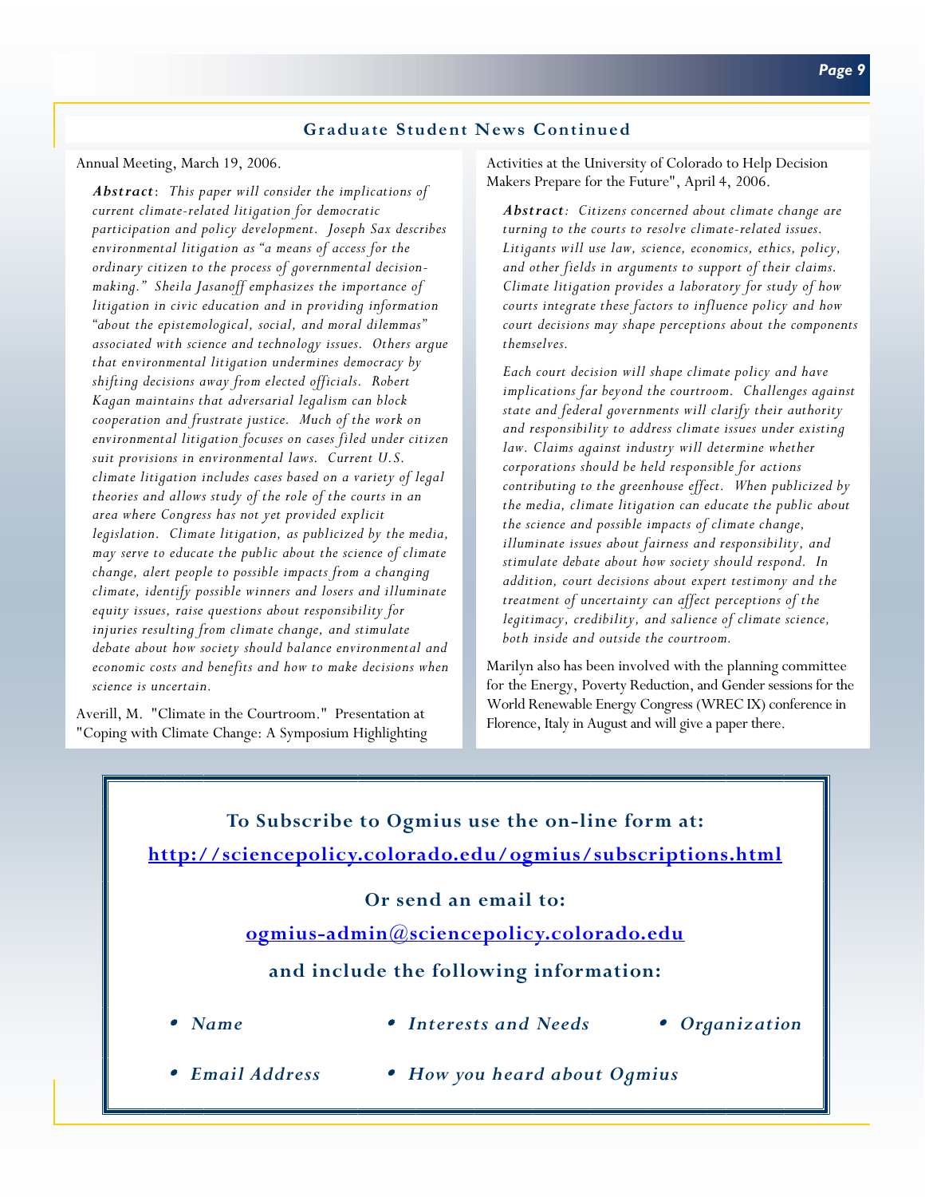## Graduate Student News Continued

Annual Meeting, March 19, 2006.

> ***Abstract***: *This paper will consider the implications of current climate-related litigation for democratic participation and policy development. Joseph Sax describes environmental litigation as "a means of access for the ordinary citizen to the process of governmental decision-making." Sheila Jasanoff emphasizes the importance of litigation in civic education and in providing information "about the epistemological, social, and moral dilemmas" associated with science and technology issues. Others argue that environmental litigation undermines democracy by shifting decisions away from elected officials. Robert Kagan maintains that adversarial legalism can block cooperation and frustrate justice. Much of the work on environmental litigation focuses on cases filed under citizen suit provisions in environmental laws. Current U.S. climate litigation includes cases based on a variety of legal theories and allows study of the role of the courts in an area where Congress has not yet provided explicit legislation. Climate litigation, as publicized by the media, may serve to educate the public about the science of climate change, alert people to possible impacts from a changing climate, identify possible winners and losers and illuminate equity issues, raise questions about responsibility for injuries resulting from climate change, and stimulate debate about how society should balance environmental and economic costs and benefits and how to make decisions when science is uncertain.*

Averill, M. "Climate in the Courtroom." Presentation at "Coping with Climate Change: A Symposium Highlighting Activities at the University of Colorado to Help Decision Makers Prepare for the Future", April 4, 2006.

> ***Abstract***: *Citizens concerned about climate change are turning to the courts to resolve climate-related issues. Litigants will use law, science, economics, ethics, policy, and other fields in arguments to support of their claims. Climate litigation provides a laboratory for study of how courts integrate these factors to influence policy and how court decisions may shape perceptions about the components themselves.*
>
> *Each court decision will shape climate policy and have implications far beyond the courtroom. Challenges against state and federal governments will clarify their authority and responsibility to address climate issues under existing law. Claims against industry will determine whether corporations should be held responsible for actions contributing to the greenhouse effect. When publicized by the media, climate litigation can educate the public about the science and possible impacts of climate change, illuminate issues about fairness and responsibility, and stimulate debate about how society should respond. In addition, court decisions about expert testimony and the treatment of uncertainty can affect perceptions of the legitimacy, credibility, and salience of climate science, both inside and outside the courtroom.*

Marilyn also has been involved with the planning committee for the Energy, Poverty Reduction, and Gender sessions for the World Renewable Energy Congress (WREC IX) conference in Florence, Italy in August and will give a paper there.

---

**To Subscribe to Ogmius use the on-line form at:**

**http://sciencepolicy.colorado.edu/ogmius/subscriptions.html**

**Or send an email to:**

**ogmius-admin@sciencepolicy.colorado.edu**

**and include the following information:**

- ***Name***
- ***Interests and Needs***
- ***Organization***
- ***Email Address***
- ***How you heard about Ogmius***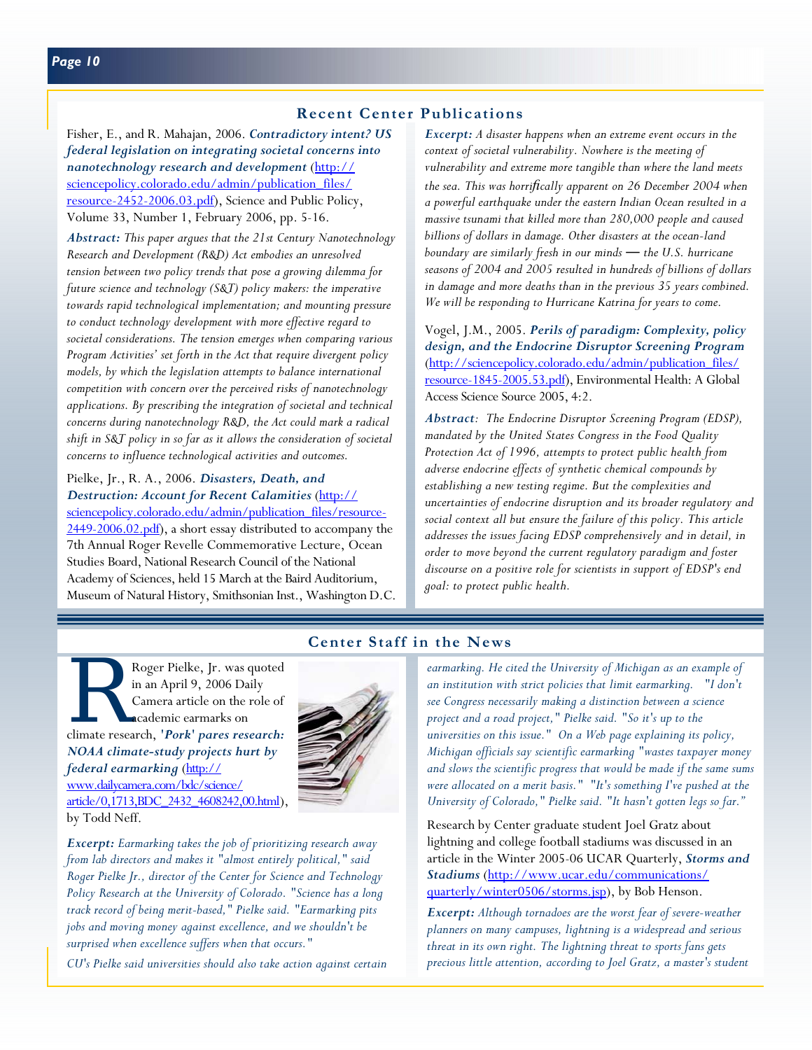## Recent Center Publications

Fisher, E., and R. Mahajan, 2006. ***Contradictory intent? US federal legislation on integrating societal concerns into nanotechnology research and development*** (http://sciencepolicy.colorado.edu/admin/publication_files/resource-2452-2006.03.pdf), Science and Public Policy, Volume 33, Number 1, February 2006, pp. 5-16.

***Abstract:*** *This paper argues that the 21st Century Nanotechnology Research and Development (R&D) Act embodies an unresolved tension between two policy trends that pose a growing dilemma for future science and technology (S&T) policy makers: the imperative towards rapid technological implementation; and mounting pressure to conduct technology development with more effective regard to societal considerations. The tension emerges when comparing various Program Activities' set forth in the Act that require divergent policy models, by which the legislation attempts to balance international competition with concern over the perceived risks of nanotechnology applications. By prescribing the integration of societal and technical concerns during nanotechnology R&D, the Act could mark a radical shift in S&T policy in so far as it allows the consideration of societal concerns to influence technological activities and outcomes.*

Pielke, Jr., R. A., 2006. ***Disasters, Death, and Destruction: Account for Recent Calamities*** (http://sciencepolicy.colorado.edu/admin/publication_files/resource-2449-2006.02.pdf), a short essay distributed to accompany the 7th Annual Roger Revelle Commemorative Lecture, Ocean Studies Board, National Research Council of the National Academy of Sciences, held 15 March at the Baird Auditorium, Museum of Natural History, Smithsonian Inst., Washington D.C.

***Excerpt:*** *A disaster happens when an extreme event occurs in the context of societal vulnerability. Nowhere is the meeting of vulnerability and extreme more tangible than where the land meets the sea. This was horrifically apparent on 26 December 2004 when a powerful earthquake under the eastern Indian Ocean resulted in a massive tsunami that killed more than 280,000 people and caused billions of dollars in damage. Other disasters at the ocean-land boundary are similarly fresh in our minds — the U.S. hurricane seasons of 2004 and 2005 resulted in hundreds of billions of dollars in damage and more deaths than in the previous 35 years combined. We will be responding to Hurricane Katrina for years to come.*

Vogel, J.M., 2005. ***Perils of paradigm: Complexity, policy design, and the Endocrine Disruptor Screening Program*** (http://sciencepolicy.colorado.edu/admin/publication_files/resource-1845-2005.53.pdf), Environmental Health: A Global Access Science Source 2005, 4:2.

***Abstract****: The Endocrine Disruptor Screening Program (EDSP), mandated by the United States Congress in the Food Quality Protection Act of 1996, attempts to protect public health from adverse endocrine effects of synthetic chemical compounds by establishing a new testing regime. But the complexities and uncertainties of endocrine disruption and its broader regulatory and social context all but ensure the failure of this policy. This article addresses the issues facing EDSP comprehensively and in detail, in order to move beyond the current regulatory paradigm and foster discourse on a positive role for scientists in support of EDSP's end goal: to protect public health.*

## Center Staff in the News

Roger Pielke, Jr. was quoted in an April 9, 2006 Daily Camera article on the role of academic earmarks on climate research, ***'Pork' pares research: NOAA climate-study projects hurt by federal earmarking*** (http://www.dailycamera.com/bdc/science/article/0,1713,BDC_2432_4608242,00.html), by Todd Neff.

***Excerpt:*** *Earmarking takes the job of prioritizing research away from lab directors and makes it "almost entirely political," said Roger Pielke Jr., director of the Center for Science and Technology Policy Research at the University of Colorado. "Science has a long track record of being merit-based," Pielke said. "Earmarking pits jobs and moving money against excellence, and we shouldn't be surprised when excellence suffers when that occurs."*

*CU's Pielke said universities should also take action against certain earmarking. He cited the University of Michigan as an example of an institution with strict policies that limit earmarking. "I don't see Congress necessarily making a distinction between a science project and a road project," Pielke said. "So it's up to the universities on this issue." On a Web page explaining its policy, Michigan officials say scientific earmarking "wastes taxpayer money and slows the scientific progress that would be made if the same sums were allocated on a merit basis." "It's something I've pushed at the University of Colorado," Pielke said. "It hasn't gotten legs so far."*

Research by Center graduate student Joel Gratz about lightning and college football stadiums was discussed in an article in the Winter 2005-06 UCAR Quarterly, ***Storms and Stadiums*** (http://www.ucar.edu/communications/quarterly/winter0506/storms.jsp), by Bob Henson.

***Excerpt:*** *Although tornadoes are the worst fear of severe-weather planners on many campuses, lightning is a widespread and serious threat in its own right. The lightning threat to sports fans gets precious little attention, according to Joel Gratz, a master's student*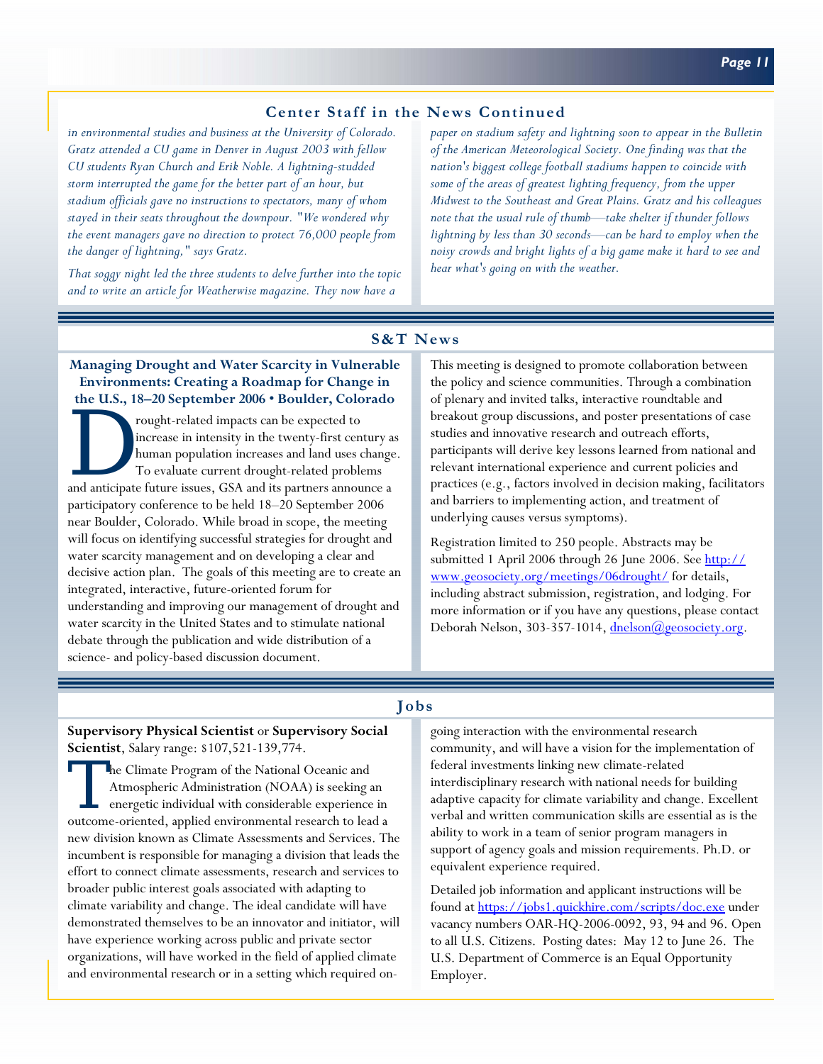## Center Staff in the News Continued

*in environmental studies and business at the University of Colorado. Gratz attended a CU game in Denver in August 2003 with fellow CU students Ryan Church and Erik Noble. A lightning-studded storm interrupted the game for the better part of an hour, but stadium officials gave no instructions to spectators, many of whom stayed in their seats throughout the downpour. "We wondered why the event managers gave no direction to protect 76,000 people from the danger of lightning," says Gratz.*

*That soggy night led the three students to delve further into the topic and to write an article for Weatherwise magazine. They now have a paper on stadium safety and lightning soon to appear in the Bulletin of the American Meteorological Society. One finding was that the nation's biggest college football stadiums happen to coincide with some of the areas of greatest lighting frequency, from the upper Midwest to the Southeast and Great Plains. Gratz and his colleagues note that the usual rule of thumb—take shelter if thunder follows lightning by less than 30 seconds—can be hard to employ when the noisy crowds and bright lights of a big game make it hard to see and hear what's going on with the weather.*

## S&T News

### Managing Drought and Water Scarcity in Vulnerable Environments: Creating a Roadmap for Change in the U.S., 18–20 September 2006 • Boulder, Colorado

Drought-related impacts can be expected to increase in intensity in the twenty-first century as human population increases and land uses change. To evaluate current drought-related problems and anticipate future issues, GSA and its partners announce a participatory conference to be held 18–20 September 2006 near Boulder, Colorado. While broad in scope, the meeting will focus on identifying successful strategies for drought and water scarcity management and on developing a clear and decisive action plan. The goals of this meeting are to create an integrated, interactive, future-oriented forum for understanding and improving our management of drought and water scarcity in the United States and to stimulate national debate through the publication and wide distribution of a science- and policy-based discussion document.

This meeting is designed to promote collaboration between the policy and science communities. Through a combination of plenary and invited talks, interactive roundtable and breakout group discussions, and poster presentations of case studies and innovative research and outreach efforts, participants will derive key lessons learned from national and relevant international experience and current policies and practices (e.g., factors involved in decision making, facilitators and barriers to implementing action, and treatment of underlying causes versus symptoms).

Registration limited to 250 people. Abstracts may be submitted 1 April 2006 through 26 June 2006. See http://www.geosociety.org/meetings/06drought/ for details, including abstract submission, registration, and lodging. For more information or if you have any questions, please contact Deborah Nelson, 303-357-1014, dnelson@geosociety.org.

## Jobs

**Supervisory Physical Scientist** or **Supervisory Social Scientist**, Salary range: $107,521-139,774.

The Climate Program of the National Oceanic and Atmospheric Administration (NOAA) is seeking an energetic individual with considerable experience in outcome-oriented, applied environmental research to lead a new division known as Climate Assessments and Services. The incumbent is responsible for managing a division that leads the effort to connect climate assessments, research and services to broader public interest goals associated with adapting to climate variability and change. The ideal candidate will have demonstrated themselves to be an innovator and initiator, will have experience working across public and private sector organizations, will have worked in the field of applied climate and environmental research or in a setting which required on-going interaction with the environmental research community, and will have a vision for the implementation of federal investments linking new climate-related interdisciplinary research with national needs for building adaptive capacity for climate variability and change. Excellent verbal and written communication skills are essential as is the ability to work in a team of senior program managers in support of agency goals and mission requirements. Ph.D. or equivalent experience required.

Detailed job information and applicant instructions will be found at https://jobs1.quickhire.com/scripts/doc.exe under vacancy numbers OAR-HQ-2006-0092, 93, 94 and 96. Open to all U.S. Citizens. Posting dates: May 12 to June 26. The U.S. Department of Commerce is an Equal Opportunity Employer.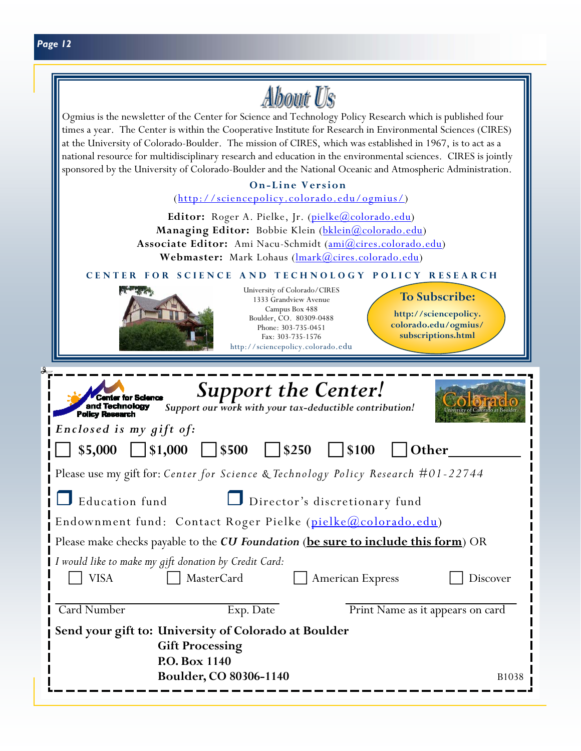# About Us

Ogmius is the newsletter of the Center for Science and Technology Policy Research which is published four times a year. The Center is within the Cooperative Institute for Research in Environmental Sciences (CIRES) at the University of Colorado-Boulder. The mission of CIRES, which was established in 1967, is to act as a national resource for multidisciplinary research and education in the environmental sciences. CIRES is jointly sponsored by the University of Colorado-Boulder and the National Oceanic and Atmospheric Administration.

**On-Line Version**

(http://sciencepolicy.colorado.edu/ogmius/)

**Editor:** Roger A. Pielke, Jr. (pielke@colorado.edu)
**Managing Editor:** Bobbie Klein (bklein@colorado.edu)
**Associate Editor:** Ami Nacu-Schmidt (ami@cires.colorado.edu)
**Webmaster:** Mark Lohaus (lmark@cires.colorado.edu)

**CENTER FOR SCIENCE AND TECHNOLOGY POLICY RESEARCH**

University of Colorado/CIRES
1333 Grandview Avenue
Campus Box 488
Boulder, CO. 80309-0488
Phone: 303-735-0451
Fax: 303-735-1576
http://sciencepolicy.colorado.edu

**To Subscribe:**
**http://sciencepolicy.colorado.edu/ogmius/subscriptions.html**

---

Center for Science and Technology Policy Research

## *Support the Center!*

*Support our work with your tax-deductible contribution!*

Colorado — University of Colorado at Boulder

***Enclosed is my gift of:***

☐ **$5,000** ☐ **$1,000** ☐ **$500** ☐ **$250** ☐ **$100** ☐ **Other**__________

Please use my gift for: *Center for Science & Technology Policy Research #01-22744*

☐ Education fund ☐ Director's discretionary fund

Endownment fund: Contact Roger Pielke (pielke@colorado.edu)

Please make checks payable to the ***CU Foundation*** (**be sure to include this form**) OR

*I would like to make my gift donation by Credit Card:*

☐ VISA ☐ MasterCard ☐ American Express ☐ Discover

Card Number ____________ Exp. Date ____________ Print Name as it appears on card ____________

**Send your gift to: University of Colorado at Boulder**
**Gift Processing**
**P.O. Box 1140**
**Boulder, CO 80306-1140**

B1038